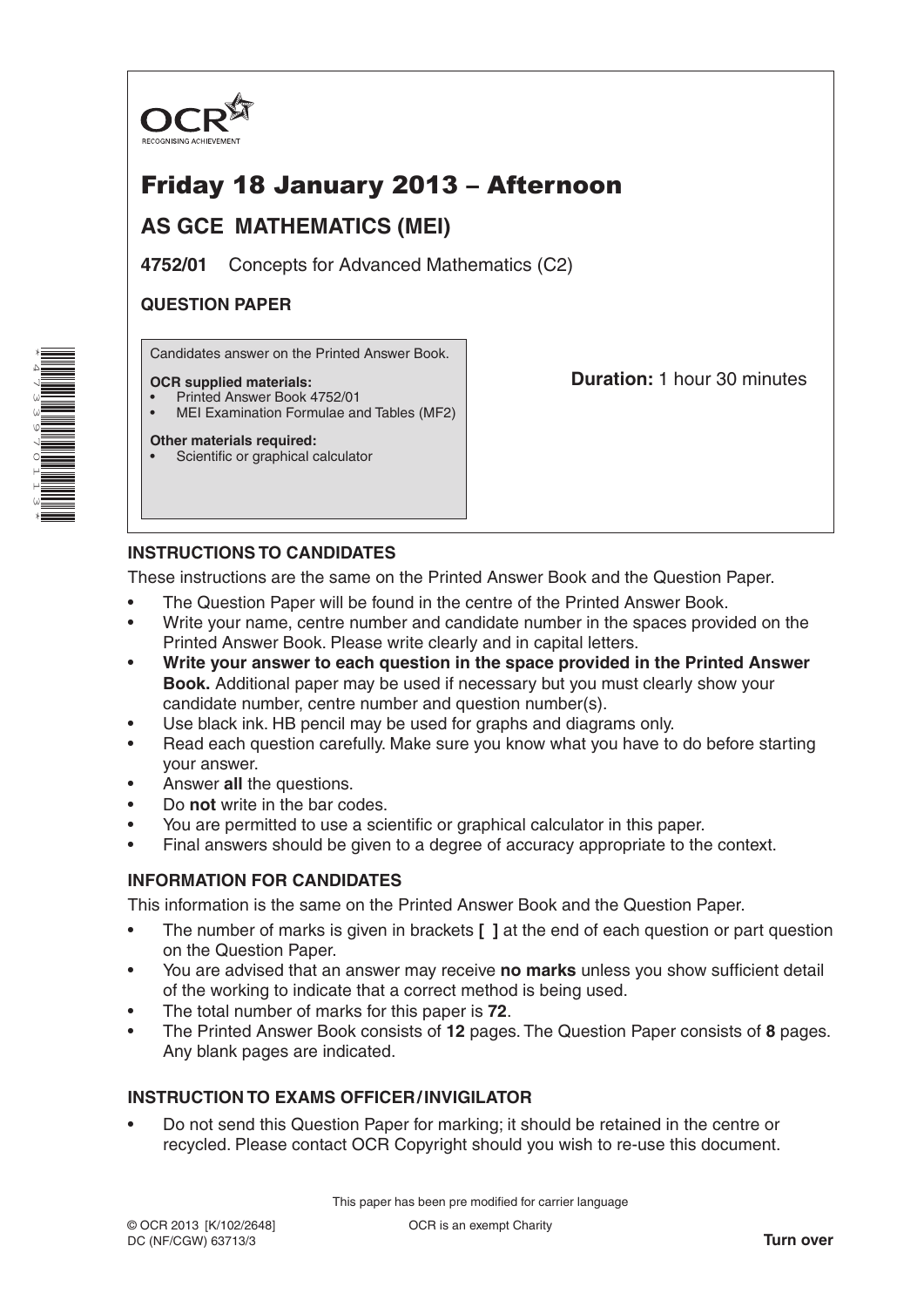OCR
RECOGNISING ACHIEVEMENT

# Friday 18 January 2013 – Afternoon

## AS GCE MATHEMATICS (MEI)

**4752/01** Concepts for Advanced Mathematics (C2)

**QUESTION PAPER**

Candidates answer on the Printed Answer Book.

**OCR supplied materials:**
- Printed Answer Book 4752/01
- MEI Examination Formulae and Tables (MF2)

**Other materials required:**
- Scientific or graphical calculator

**Duration:** 1 hour 30 minutes

### INSTRUCTIONS TO CANDIDATES

These instructions are the same on the Printed Answer Book and the Question Paper.

- The Question Paper will be found in the centre of the Printed Answer Book.
- Write your name, centre number and candidate number in the spaces provided on the Printed Answer Book. Please write clearly and in capital letters.
- **Write your answer to each question in the space provided in the Printed Answer Book.** Additional paper may be used if necessary but you must clearly show your candidate number, centre number and question number(s).
- Use black ink. HB pencil may be used for graphs and diagrams only.
- Read each question carefully. Make sure you know what you have to do before starting your answer.
- Answer **all** the questions.
- Do **not** write in the bar codes.
- You are permitted to use a scientific or graphical calculator in this paper.
- Final answers should be given to a degree of accuracy appropriate to the context.

### INFORMATION FOR CANDIDATES

This information is the same on the Printed Answer Book and the Question Paper.

- The number of marks is given in brackets **[ ]** at the end of each question or part question on the Question Paper.
- You are advised that an answer may receive **no marks** unless you show sufficient detail of the working to indicate that a correct method is being used.
- The total number of marks for this paper is **72**.
- The Printed Answer Book consists of **12** pages. The Question Paper consists of **8** pages. Any blank pages are indicated.

### INSTRUCTION TO EXAMS OFFICER / INVIGILATOR

- Do not send this Question Paper for marking; it should be retained in the centre or recycled. Please contact OCR Copyright should you wish to re-use this document.

This paper has been pre modified for carrier language

© OCR 2013 [K/102/2648]
DC (NF/CGW) 63713/3

OCR is an exempt Charity

**Turn over**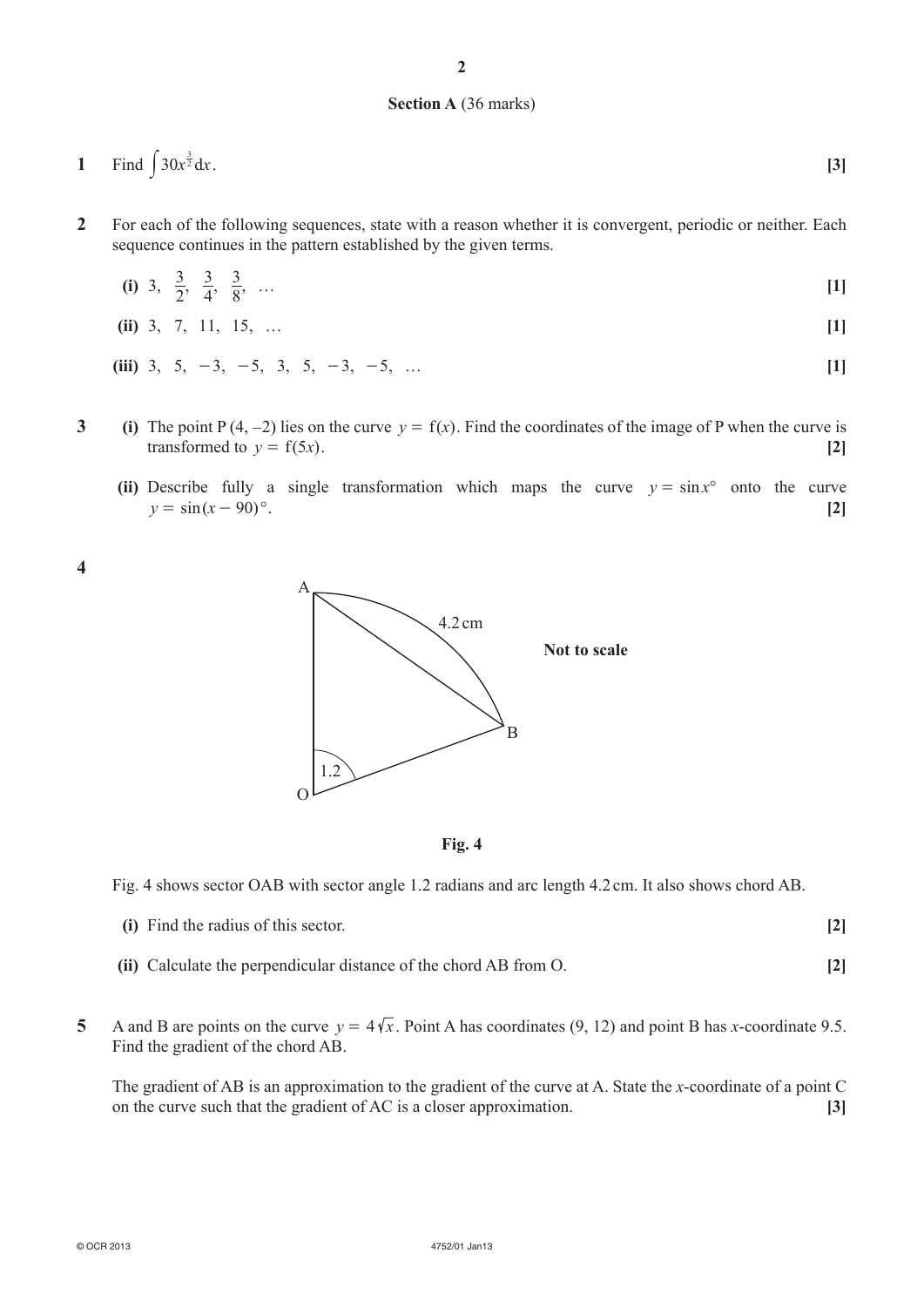**Section A** (36 marks)

**1** Find $\int 30x^{\frac{3}{2}}\,dx$. **[3]**

**2** For each of the following sequences, state with a reason whether it is convergent, periodic or neither. Each sequence continues in the pattern established by the given terms.

**(i)** $3,\ \frac{3}{2},\ \frac{3}{4},\ \frac{3}{8},\ \ldots$ **[1]**

**(ii)** $3,\ 7,\ 11,\ 15,\ \ldots$ **[1]**

**(iii)** $3,\ 5,\ -3,\ -5,\ 3,\ 5,\ -3,\ -5,\ \ldots$ **[1]**

**3** **(i)** The point P $(4, -2)$ lies on the curve $y = \mathrm{f}(x)$. Find the coordinates of the image of P when the curve is transformed to $y = \mathrm{f}(5x)$. **[2]**

**(ii)** Describe fully a single transformation which maps the curve $y = \sin x°$ onto the curve $y = \sin(x - 90)°$. **[2]**

**4**

Not to scale

**Fig. 4**

Fig. 4 shows sector OAB with sector angle 1.2 radians and arc length 4.2 cm. It also shows chord AB.

**(i)** Find the radius of this sector. **[2]**

**(ii)** Calculate the perpendicular distance of the chord AB from O. **[2]**

**5** A and B are points on the curve $y = 4\sqrt{x}$. Point A has coordinates (9, 12) and point B has $x$-coordinate 9.5. Find the gradient of the chord AB.

The gradient of AB is an approximation to the gradient of the curve at A. State the $x$-coordinate of a point C on the curve such that the gradient of AC is a closer approximation. **[3]**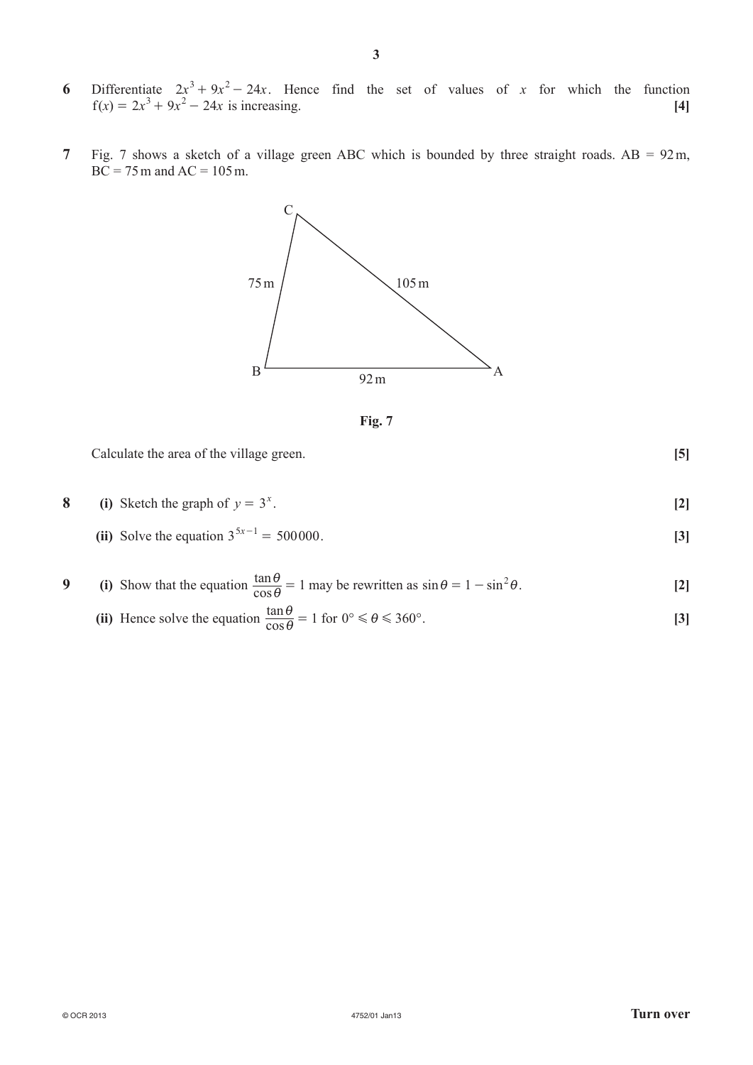**6** Differentiate $2x^3 + 9x^2 - 24x$. Hence find the set of values of $x$ for which the function $f(x) = 2x^3 + 9x^2 - 24x$ is increasing. **[4]**

**7** Fig. 7 shows a sketch of a village green ABC which is bounded by three straight roads. AB = 92 m, BC = 75 m and AC = 105 m.

**Fig. 7**

Calculate the area of the village green. **[5]**

**8** **(i)** Sketch the graph of $y = 3^x$. **[2]**

**(ii)** Solve the equation $3^{5x-1} = 500000$. **[3]**

**9** **(i)** Show that the equation $\dfrac{\tan\theta}{\cos\theta} = 1$ may be rewritten as $\sin\theta = 1 - \sin^2\theta$. **[2]**

**(ii)** Hence solve the equation $\dfrac{\tan\theta}{\cos\theta} = 1$ for $0° \leqslant \theta \leqslant 360°$. **[3]**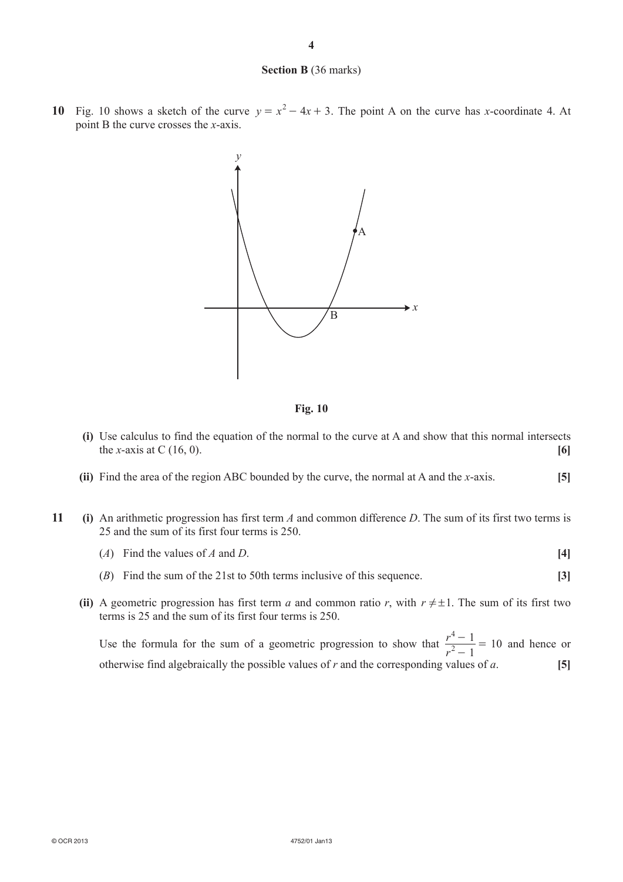**Section B** (36 marks)

**10** Fig. 10 shows a sketch of the curve $y = x^2 - 4x + 3$. The point A on the curve has $x$-coordinate 4. At point B the curve crosses the $x$-axis.

**Fig. 10**

**(i)** Use calculus to find the equation of the normal to the curve at A and show that this normal intersects the $x$-axis at C (16, 0). **[6]**

**(ii)** Find the area of the region ABC bounded by the curve, the normal at A and the $x$-axis. **[5]**

**11** **(i)** An arithmetic progression has first term $A$ and common difference $D$. The sum of its first two terms is 25 and the sum of its first four terms is 250.

($A$) Find the values of $A$ and $D$. **[4]**

($B$) Find the sum of the 21st to 50th terms inclusive of this sequence. **[3]**

**(ii)** A geometric progression has first term $a$ and common ratio $r$, with $r \neq \pm 1$. The sum of its first two terms is 25 and the sum of its first four terms is 250.

Use the formula for the sum of a geometric progression to show that $\dfrac{r^4 - 1}{r^2 - 1} = 10$ and hence or otherwise find algebraically the possible values of $r$ and the corresponding values of $a$. **[5]**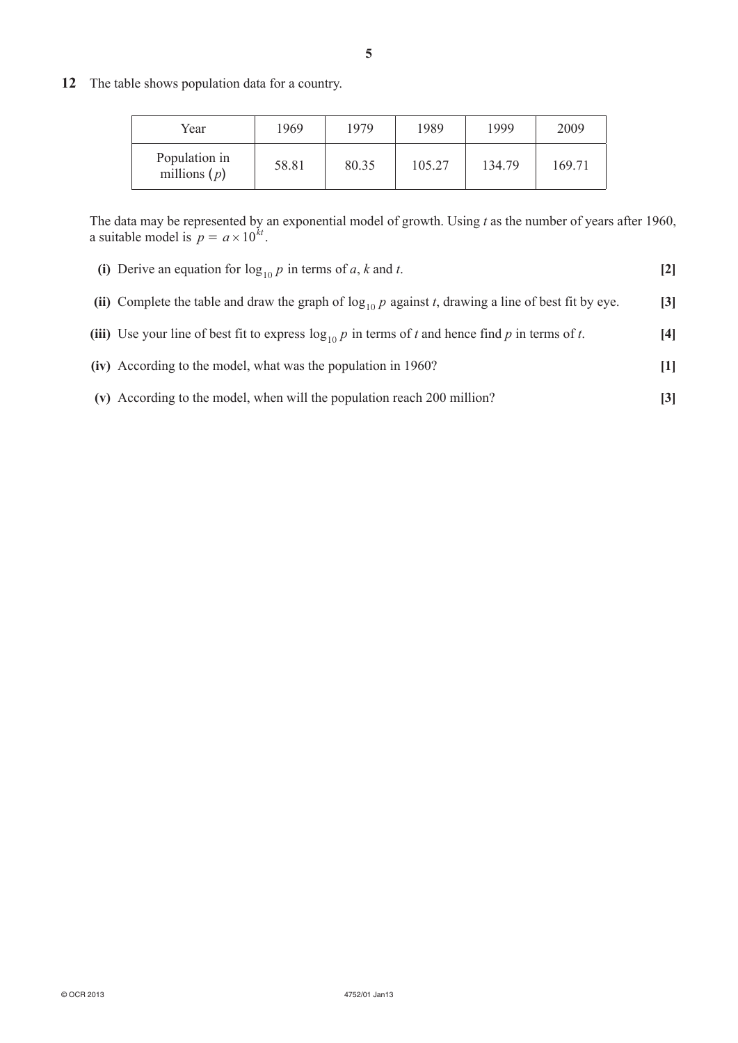**12** The table shows population data for a country.

| Year | 1969 | 1979 | 1989 | 1999 | 2009 |
|---|---|---|---|---|---|
| Population in millions $(p)$ | 58.81 | 80.35 | 105.27 | 134.79 | 169.71 |

The data may be represented by an exponential model of growth. Using $t$ as the number of years after 1960, a suitable model is $p = a \times 10^{kt}$.

**(i)** Derive an equation for $\log_{10} p$ in terms of $a$, $k$ and $t$. **[2]**

**(ii)** Complete the table and draw the graph of $\log_{10} p$ against $t$, drawing a line of best fit by eye. **[3]**

**(iii)** Use your line of best fit to express $\log_{10} p$ in terms of $t$ and hence find $p$ in terms of $t$. **[4]**

**(iv)** According to the model, what was the population in 1960? **[1]**

**(v)** According to the model, when will the population reach 200 million? **[3]**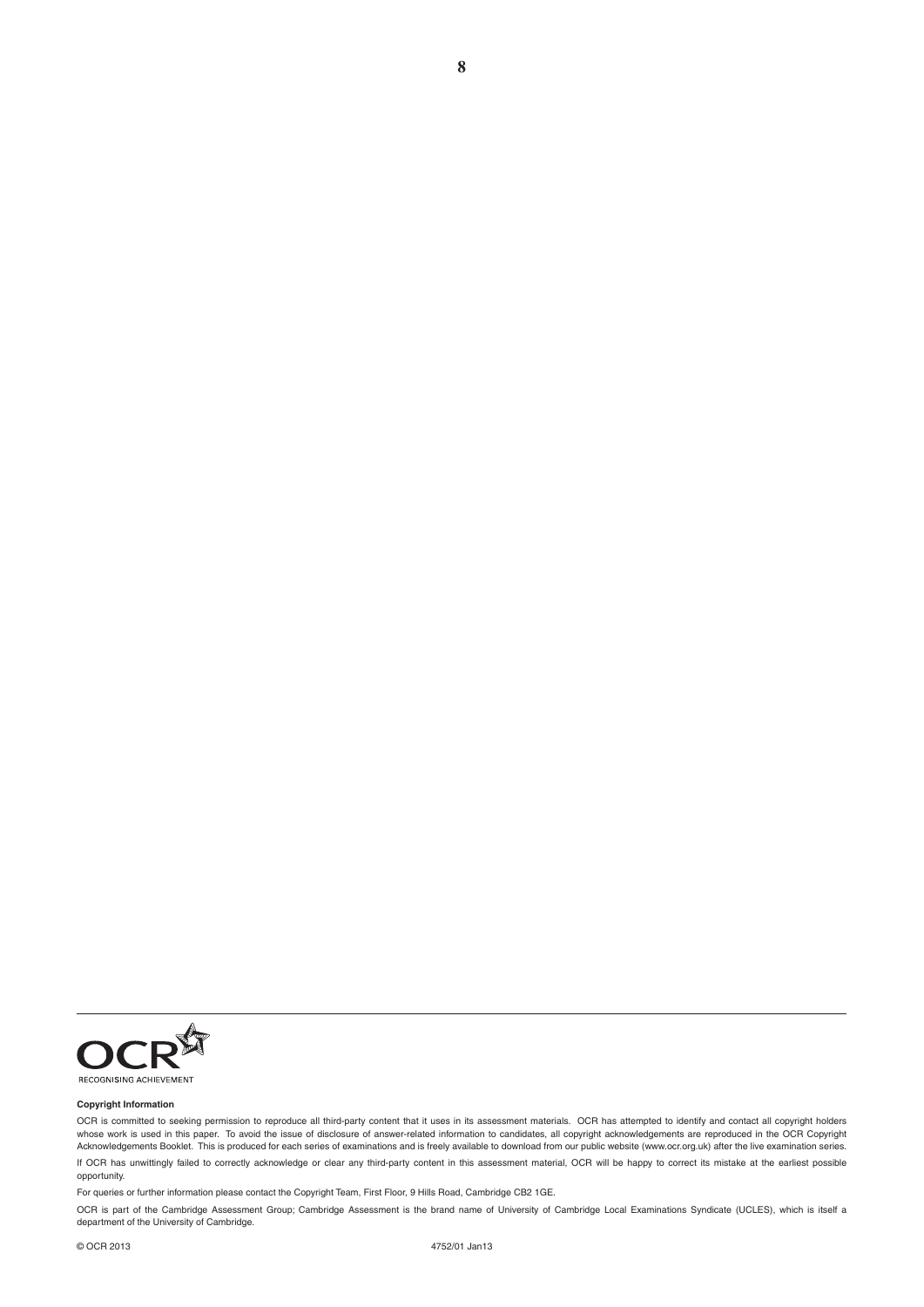OCR

RECOGNISING ACHIEVEMENT

**Copyright Information**

OCR is committed to seeking permission to reproduce all third-party content that it uses in its assessment materials. OCR has attempted to identify and contact all copyright holders whose work is used in this paper. To avoid the issue of disclosure of answer-related information to candidates, all copyright acknowledgements are reproduced in the OCR Copyright Acknowledgements Booklet. This is produced for each series of examinations and is freely available to download from our public website (www.ocr.org.uk) after the live examination series.

If OCR has unwittingly failed to correctly acknowledge or clear any third-party content in this assessment material, OCR will be happy to correct its mistake at the earliest possible opportunity.

For queries or further information please contact the Copyright Team, First Floor, 9 Hills Road, Cambridge CB2 1GE.

OCR is part of the Cambridge Assessment Group; Cambridge Assessment is the brand name of University of Cambridge Local Examinations Syndicate (UCLES), which is itself a department of the University of Cambridge.

© OCR 2013 4752/01 Jan13